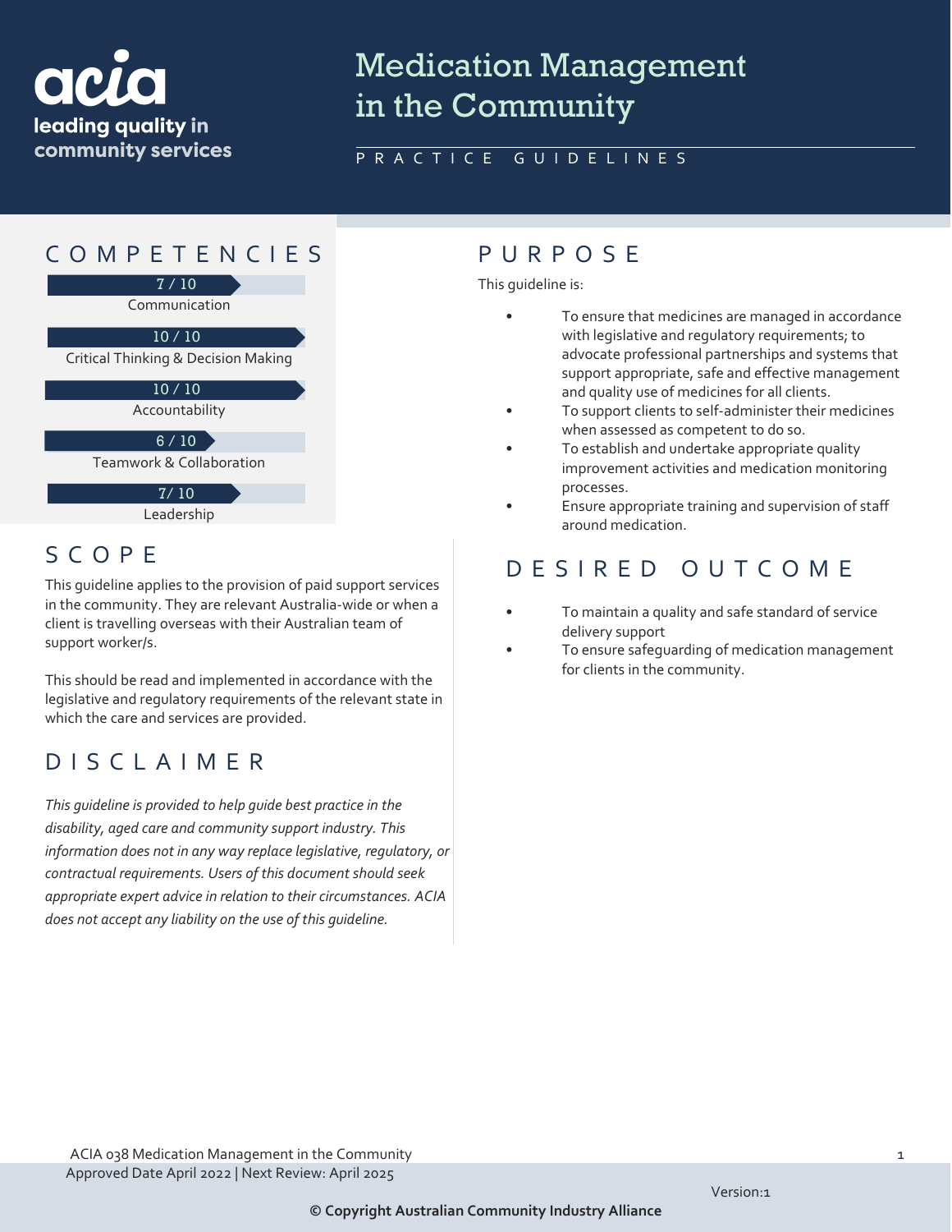acia
leading quality in community services

# Medication Management in the Community

PRACTICE GUIDELINES

## COMPETENCIES

| Competency | Score |
|---|---|
| Communication | 7 / 10 |
| Critical Thinking & Decision Making | 10 / 10 |
| Accountability | 10 / 10 |
| Teamwork & Collaboration | 6 / 10 |
| Leadership | 7/ 10 |

## SCOPE

This guideline applies to the provision of paid support services in the community. They are relevant Australia-wide or when a client is travelling overseas with their Australian team of support worker/s.

This should be read and implemented in accordance with the legislative and regulatory requirements of the relevant state in which the care and services are provided.

## DISCLAIMER

*This guideline is provided to help guide best practice in the disability, aged care and community support industry. This information does not in any way replace legislative, regulatory, or contractual requirements. Users of this document should seek appropriate expert advice in relation to their circumstances. ACIA does not accept any liability on the use of this guideline.*

## PURPOSE

This guideline is:

- To ensure that medicines are managed in accordance with legislative and regulatory requirements; to advocate professional partnerships and systems that support appropriate, safe and effective management and quality use of medicines for all clients.
- To support clients to self-administer their medicines when assessed as competent to do so.
- To establish and undertake appropriate quality improvement activities and medication monitoring processes.
- Ensure appropriate training and supervision of staff around medication.

## DESIRED OUTCOME

- To maintain a quality and safe standard of service delivery support
- To ensure safeguarding of medication management for clients in the community.

ACIA 038 Medication Management in the Community
Approved Date April 2022 | Next Review: April 2025

Version:1

**© Copyright Australian Community Industry Alliance**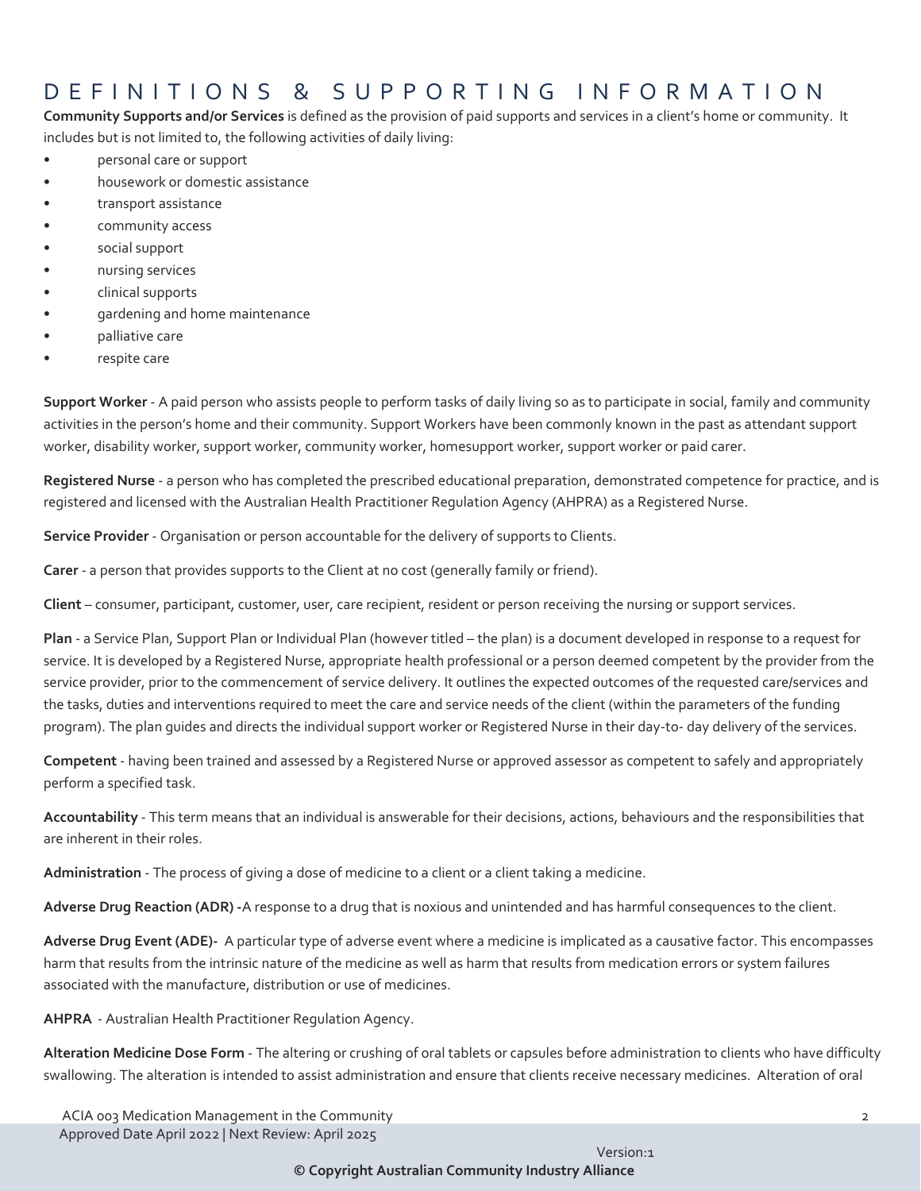# DEFINITIONS & SUPPORTING INFORMATION

**Community Supports and/or Services** is defined as the provision of paid supports and services in a client's home or community. It includes but is not limited to, the following activities of daily living:

- personal care or support
- housework or domestic assistance
- transport assistance
- community access
- social support
- nursing services
- clinical supports
- gardening and home maintenance
- palliative care
- respite care

**Support Worker** - A paid person who assists people to perform tasks of daily living so as to participate in social, family and community activities in the person's home and their community. Support Workers have been commonly known in the past as attendant support worker, disability worker, support worker, community worker, homesupport worker, support worker or paid carer.

**Registered Nurse** - a person who has completed the prescribed educational preparation, demonstrated competence for practice, and is registered and licensed with the Australian Health Practitioner Regulation Agency (AHPRA) as a Registered Nurse.

**Service Provider** - Organisation or person accountable for the delivery of supports to Clients.

**Carer** - a person that provides supports to the Client at no cost (generally family or friend).

**Client** – consumer, participant, customer, user, care recipient, resident or person receiving the nursing or support services.

**Plan** - a Service Plan, Support Plan or Individual Plan (however titled – the plan) is a document developed in response to a request for service. It is developed by a Registered Nurse, appropriate health professional or a person deemed competent by the provider from the service provider, prior to the commencement of service delivery. It outlines the expected outcomes of the requested care/services and the tasks, duties and interventions required to meet the care and service needs of the client (within the parameters of the funding program). The plan guides and directs the individual support worker or Registered Nurse in their day-to- day delivery of the services.

**Competent** - having been trained and assessed by a Registered Nurse or approved assessor as competent to safely and appropriately perform a specified task.

**Accountability** - This term means that an individual is answerable for their decisions, actions, behaviours and the responsibilities that are inherent in their roles.

**Administration** - The process of giving a dose of medicine to a client or a client taking a medicine.

**Adverse Drug Reaction (ADR) -**A response to a drug that is noxious and unintended and has harmful consequences to the client.

**Adverse Drug Event (ADE)-** A particular type of adverse event where a medicine is implicated as a causative factor. This encompasses harm that results from the intrinsic nature of the medicine as well as harm that results from medication errors or system failures associated with the manufacture, distribution or use of medicines.

**AHPRA** - Australian Health Practitioner Regulation Agency.

**Alteration Medicine Dose Form** - The altering or crushing of oral tablets or capsules before administration to clients who have difficulty swallowing. The alteration is intended to assist administration and ensure that clients receive necessary medicines. Alteration of oral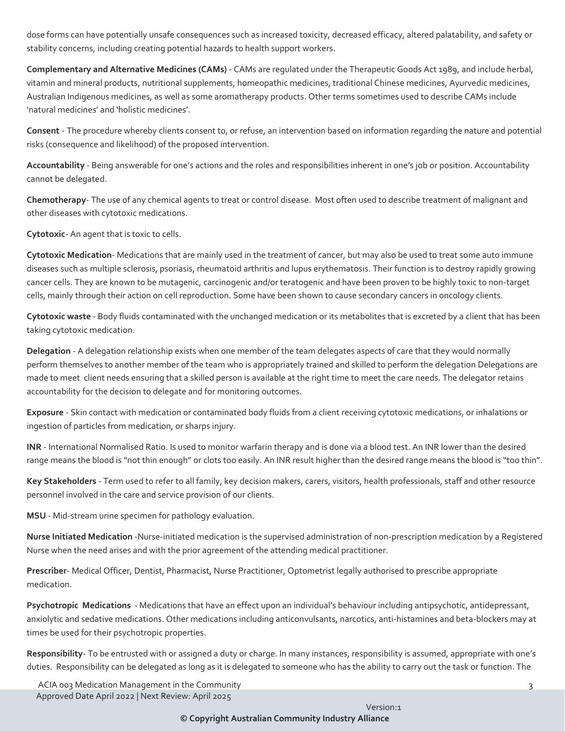dose forms can have potentially unsafe consequences such as increased toxicity, decreased efficacy, altered palatability, and safety or stability concerns, including creating potential hazards to health support workers.

**Complementary and Alternative Medicines (CAMs)** - CAMs are regulated under the Therapeutic Goods Act 1989, and include herbal, vitamin and mineral products, nutritional supplements, homeopathic medicines, traditional Chinese medicines, Ayurvedic medicines, Australian Indigenous medicines, as well as some aromatherapy products. Other terms sometimes used to describe CAMs include 'natural medicines' and 'holistic medicines'.

**Consent** - The procedure whereby clients consent to, or refuse, an intervention based on information regarding the nature and potential risks (consequence and likelihood) of the proposed intervention.

**Accountability** - Being answerable for one's actions and the roles and responsibilities inherent in one's job or position. Accountability cannot be delegated.

**Chemotherapy**- The use of any chemical agents to treat or control disease. Most often used to describe treatment of malignant and other diseases with cytotoxic medications.

**Cytotoxic**- An agent that is toxic to cells.

**Cytotoxic Medication**- Medications that are mainly used in the treatment of cancer, but may also be used to treat some auto immune diseases such as multiple sclerosis, psoriasis, rheumatoid arthritis and lupus erythematosis. Their function is to destroy rapidly growing cancer cells. They are known to be mutagenic, carcinogenic and/or teratogenic and have been proven to be highly toxic to non-target cells, mainly through their action on cell reproduction. Some have been shown to cause secondary cancers in oncology clients.

**Cytotoxic waste** - Body fluids contaminated with the unchanged medication or its metabolites that is excreted by a client that has been taking cytotoxic medication.

**Delegation** - A delegation relationship exists when one member of the team delegates aspects of care that they would normally perform themselves to another member of the team who is appropriately trained and skilled to perform the delegation Delegations are made to meet client needs ensuring that a skilled person is available at the right time to meet the care needs. The delegator retains accountability for the decision to delegate and for monitoring outcomes.

**Exposure** - Skin contact with medication or contaminated body fluids from a client receiving cytotoxic medications, or inhalations or ingestion of particles from medication, or sharps injury.

**INR** - International Normalised Ratio. Is used to monitor warfarin therapy and is done via a blood test. An INR lower than the desired range means the blood is "not thin enough" or clots too easily. An INR result higher than the desired range means the blood is "too thin".

**Key Stakeholders** - Term used to refer to all family, key decision makers, carers, visitors, health professionals, staff and other resource personnel involved in the care and service provision of our clients.

**MSU** - Mid-stream urine specimen for pathology evaluation.

**Nurse Initiated Medication** -Nurse-initiated medication is the supervised administration of non-prescription medication by a Registered Nurse when the need arises and with the prior agreement of the attending medical practitioner.

**Prescriber**- Medical Officer, Dentist, Pharmacist, Nurse Practitioner, Optometrist legally authorised to prescribe appropriate medication.

**Psychotropic Medications** - Medications that have an effect upon an individual's behaviour including antipsychotic, antidepressant, anxiolytic and sedative medications. Other medications including anticonvulsants, narcotics, anti-histamines and beta-blockers may at times be used for their psychotropic properties.

**Responsibility**- To be entrusted with or assigned a duty or charge. In many instances, responsibility is assumed, appropriate with one's duties. Responsibility can be delegated as long as it is delegated to someone who has the ability to carry out the task or function. The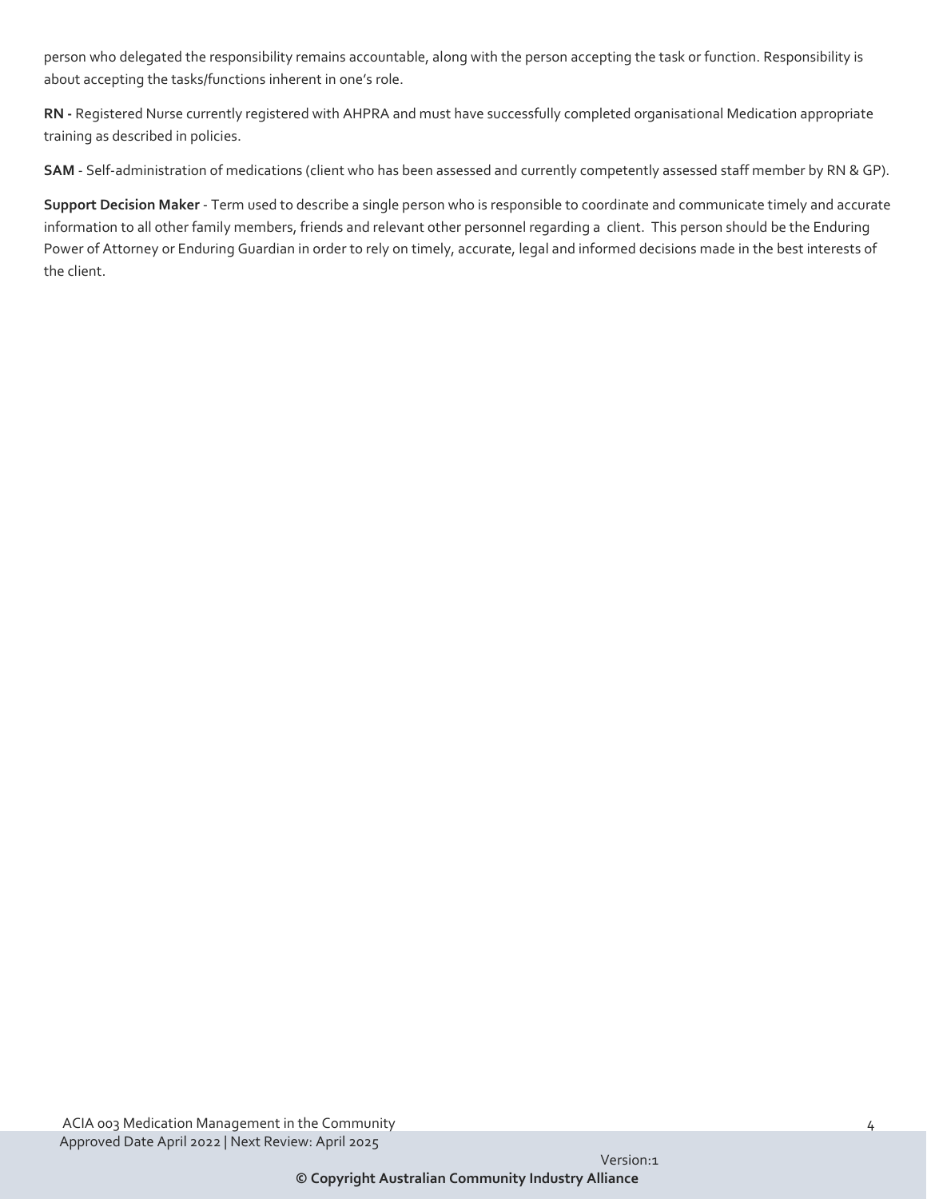person who delegated the responsibility remains accountable, along with the person accepting the task or function. Responsibility is about accepting the tasks/functions inherent in one's role.

**RN -** Registered Nurse currently registered with AHPRA and must have successfully completed organisational Medication appropriate training as described in policies.

**SAM** - Self-administration of medications (client who has been assessed and currently competently assessed staff member by RN & GP).

**Support Decision Maker** - Term used to describe a single person who is responsible to coordinate and communicate timely and accurate information to all other family members, friends and relevant other personnel regarding a client. This person should be the Enduring Power of Attorney or Enduring Guardian in order to rely on timely, accurate, legal and informed decisions made in the best interests of the client.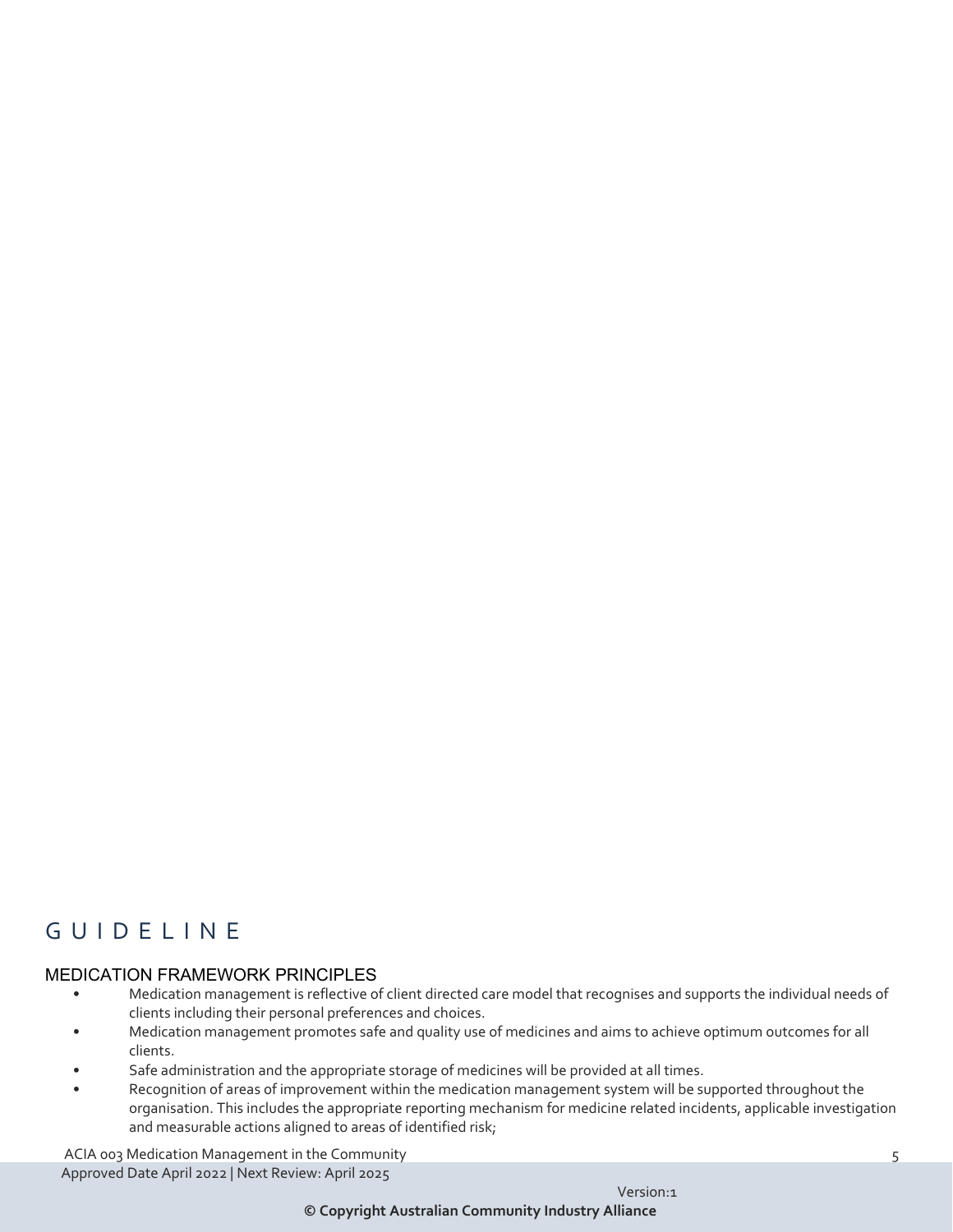# GUIDELINE

## MEDICATION FRAMEWORK PRINCIPLES

- Medication management is reflective of client directed care model that recognises and supports the individual needs of clients including their personal preferences and choices.
- Medication management promotes safe and quality use of medicines and aims to achieve optimum outcomes for all clients.
- Safe administration and the appropriate storage of medicines will be provided at all times.
- Recognition of areas of improvement within the medication management system will be supported throughout the organisation. This includes the appropriate reporting mechanism for medicine related incidents, applicable investigation and measurable actions aligned to areas of identified risk;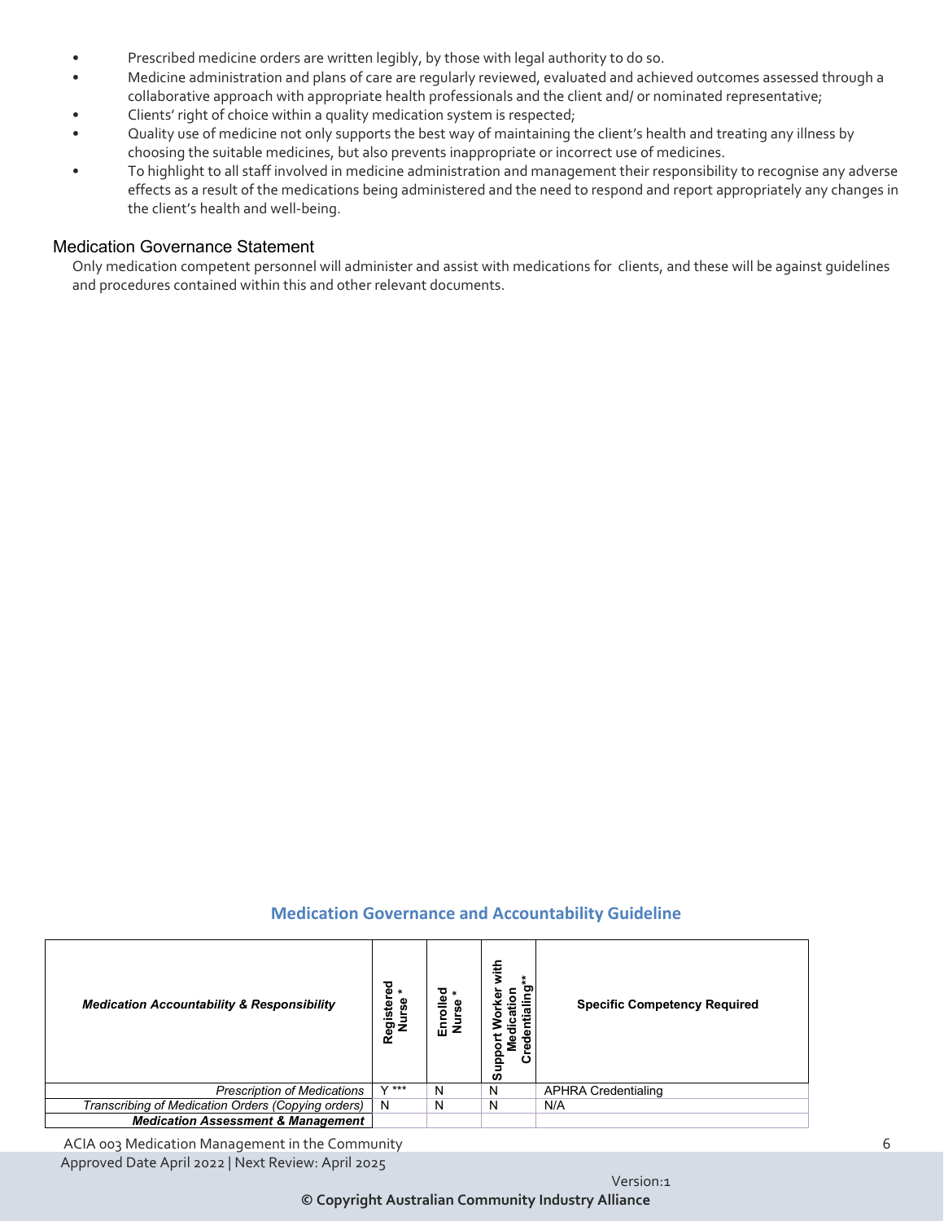- Prescribed medicine orders are written legibly, by those with legal authority to do so.
- Medicine administration and plans of care are regularly reviewed, evaluated and achieved outcomes assessed through a collaborative approach with appropriate health professionals and the client and/ or nominated representative;
- Clients' right of choice within a quality medication system is respected;
- Quality use of medicine not only supports the best way of maintaining the client's health and treating any illness by choosing the suitable medicines, but also prevents inappropriate or incorrect use of medicines.
- To highlight to all staff involved in medicine administration and management their responsibility to recognise any adverse effects as a result of the medications being administered and the need to respond and report appropriately any changes in the client's health and well-being.

## Medication Governance Statement

Only medication competent personnel will administer and assist with medications for clients, and these will be against guidelines and procedures contained within this and other relevant documents.

## Medication Governance and Accountability Guideline

| ***Medication Accountability & Responsibility*** | **Registered Nurse \*** | **Enrolled Nurse \*** | **Support Worker with Medication Credentialing\*\*** | **Specific Competency Required** |
|---|---|---|---|---|
| *Prescription of Medications* | Y *** | N | N | APHRA Credentialing |
| *Transcribing of Medication Orders (Copying orders)* | N | N | N | N/A |
| ***Medication Assessment & Management*** | | | | |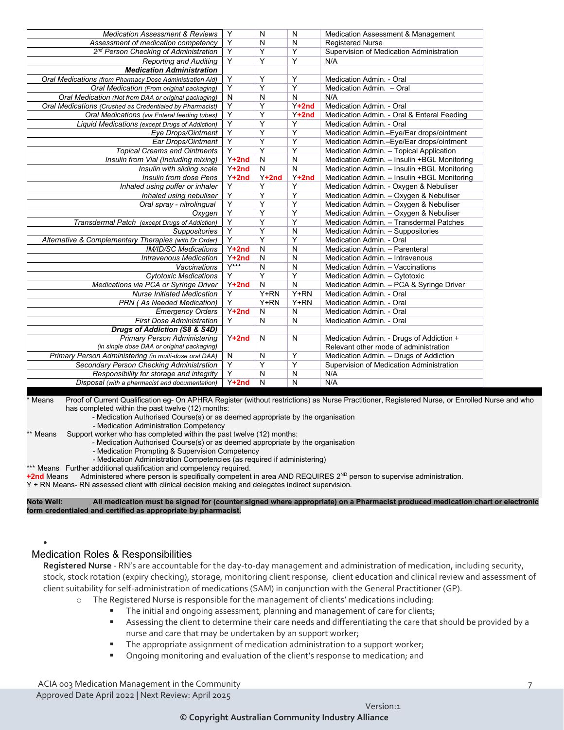| | | | | |
|---|---|---|---|---|
| *Medication Assessment & Reviews* | Y | N | N | Medication Assessment & Management |
| *Assessment of medication competency* | Y | N | N | Registered Nurse |
| *2nd Person Checking of Administration* | Y | Y | Y | Supervision of Medication Administration |
| *Reporting and Auditing* | Y | Y | Y | N/A |
| ***Medication Administration*** | | | | |
| *Oral Medications (from Pharmacy Dose Administration Aid)* | Y | Y | Y | Medication Admin. - Oral |
| *Oral Medication (From original packaging)* | Y | Y | Y | Medication Admin. – Oral |
| *Oral Medication (Not from DAA or original packaging)* | N | N | N | N/A |
| *Oral Medications (Crushed as Credentialed by Pharmacist)* | Y | Y | Y+2nd | Medication Admin. - Oral |
| *Oral Medications (via Enteral feeding tubes)* | Y | Y | Y+2nd | Medication Admin. - Oral & Enteral Feeding |
| *Liquid Medications (except Drugs of Addiction)* | Y | Y | Y | Medication Admin. - Oral |
| *Eye Drops/Ointment* | Y | Y | Y | Medication Admin.–Eye/Ear drops/ointment |
| *Ear Drops/Ointment* | Y | Y | Y | Medication Admin.–Eye/Ear drops/ointment |
| *Topical Creams and Ointments* | Y | Y | Y | Medication Admin. – Topical Application |
| *Insulin from Vial (Including mixing)* | Y+2nd | N | N | Medication Admin. – Insulin +BGL Monitoring |
| *Insulin with sliding scale* | Y+2nd | N | N | Medication Admin. – Insulin +BGL Monitoring |
| *Insulin from dose Pens* | Y+2nd | Y+2nd | Y+2nd | Medication Admin. – Insulin +BGL Monitoring |
| *Inhaled using puffer or inhaler* | Y | Y | Y | Medication Admin. - Oxygen & Nebuliser |
| *Inhaled using nebuliser* | Y | Y | Y | Medication Admin. – Oxygen & Nebuliser |
| *Oral spray - nitrolingual* | Y | Y | Y | Medication Admin. – Oxygen & Nebuliser |
| *Oxygen* | Y | Y | Y | Medication Admin. – Oxygen & Nebuliser |
| *Transdermal Patch (except Drugs of Addiction)* | Y | Y | Y | Medication Admin. – Transdermal Patches |
| *Suppositories* | Y | Y | N | Medication Admin. – Suppositories |
| *Alternative & Complementary Therapies (with Dr Order)* | Y | Y | Y | Medication Admin. - Oral |
| *IM/ID/SC Medications* | Y+2nd | N | N | Medication Admin. – Parenteral |
| *Intravenous Medication* | Y+2nd | N | N | Medication Admin. – Intravenous |
| *Vaccinations* | Y*** | N | N | Medication Admin. – Vaccinations |
| *Cytotoxic Medications* | Y | Y | Y | Medication Admin. – Cytotoxic |
| *Medications via PCA or Syringe Driver* | Y+2nd | N | N | Medication Admin. – PCA & Syringe Driver |
| *Nurse Initiated Medication* | Y | Y+RN | Y+RN | Medication Admin. - Oral |
| *PRN ( As Needed Medication)* | Y | Y+RN | Y+RN | Medication Admin. - Oral |
| *Emergency Orders* | Y+2nd | N | N | Medication Admin. - Oral |
| *First Dose Administration* | Y | N | N | Medication Admin. - Oral |
| ***Drugs of Addiction (S8 & S4D)*** | | | | |
| *Primary Person Administering (in single dose DAA or original packaging)* | Y+2nd | N | N | Medication Admin. - Drugs of Addiction + Relevant other mode of administration |
| *Primary Person Administering (in multi-dose oral DAA)* | N | N | Y | Medication Admin. – Drugs of Addiction |
| *Secondary Person Checking Administration* | Y | Y | Y | Supervision of Medication Administration |
| *Responsibility for storage and integrity* | Y | N | N | N/A |
| *Disposal (with a pharmacist and documentation)* | Y+2nd | N | N | N/A |

\* Means Proof of Current Qualification eg- On APHRA Register (without restrictions) as Nurse Practitioner, Registered Nurse, or Enrolled Nurse and who has completed within the past twelve (12) months:
- Medication Authorised Course(s) or as deemed appropriate by the organisation
- Medication Administration Competency

\*\* Means Support worker who has completed within the past twelve (12) months:
- Medication Authorised Course(s) or as deemed appropriate by the organisation
- Medication Prompting & Supervision Competency
- Medication Administration Competencies (as required if administering)

\*\*\* Means Further additional qualification and competency required.

**+2nd** Means Administered where person is specifically competent in area AND REQUIRES 2ND person to supervise administration.

Y + RN Means- RN assessed client with clinical decision making and delegates indirect supervision.

**Note Well: All medication must be signed for (counter signed where appropriate) on a Pharmacist produced medication chart or electronic form credentialed and certified as appropriate by pharmacist.**

## Medication Roles & Responsibilities

**Registered Nurse** - RN's are accountable for the day-to-day management and administration of medication, including security, stock, stock rotation (expiry checking), storage, monitoring client response, client education and clinical review and assessment of client suitability for self-administration of medications (SAM) in conjunction with the General Practitioner (GP).

- The Registered Nurse is responsible for the management of clients' medications including:
  - The initial and ongoing assessment, planning and management of care for clients;
  - Assessing the client to determine their care needs and differentiating the care that should be provided by a nurse and care that may be undertaken by an support worker;
  - The appropriate assignment of medication administration to a support worker;
  - Ongoing monitoring and evaluation of the client's response to medication; and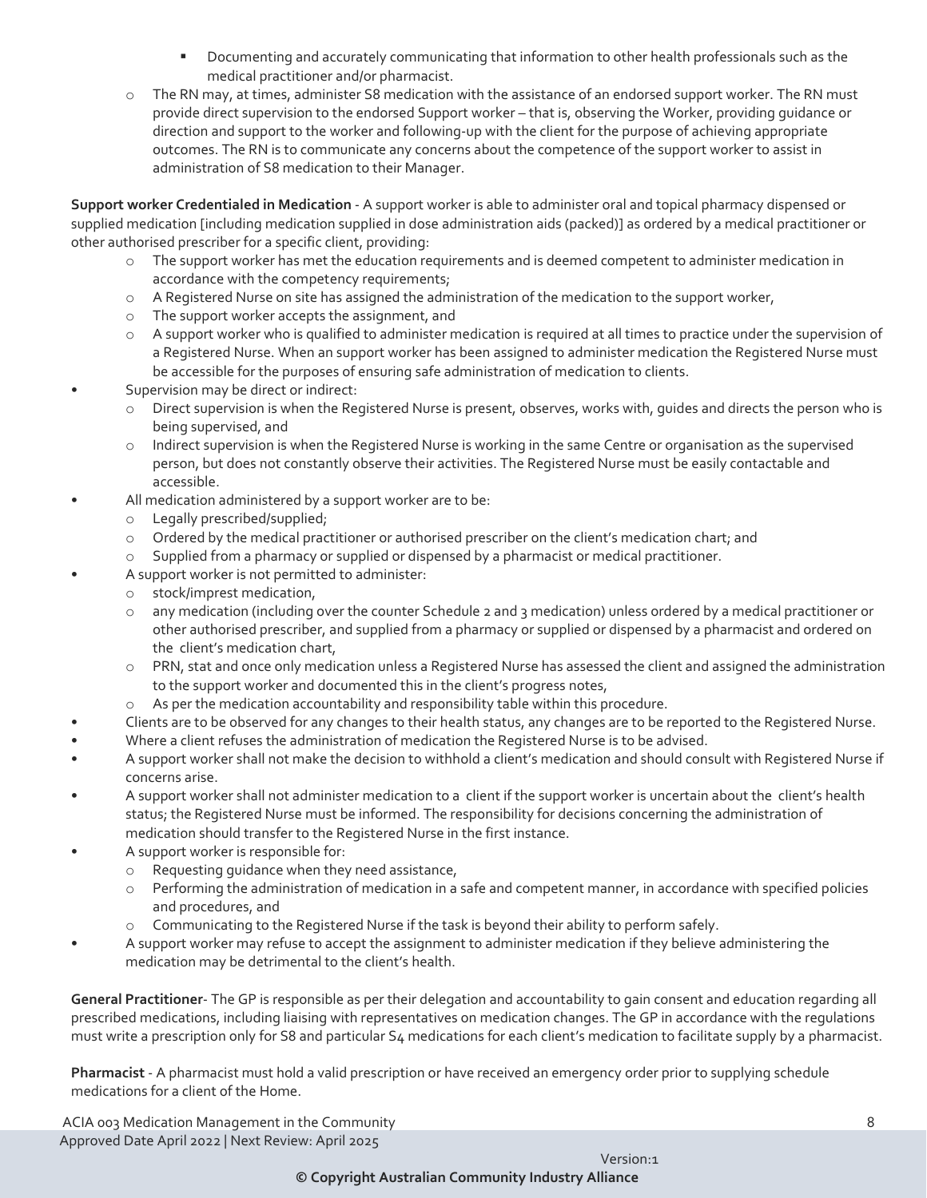- Documenting and accurately communicating that information to other health professionals such as the medical practitioner and/or pharmacist.
  - The RN may, at times, administer S8 medication with the assistance of an endorsed support worker. The RN must provide direct supervision to the endorsed Support worker – that is, observing the Worker, providing guidance or direction and support to the worker and following-up with the client for the purpose of achieving appropriate outcomes. The RN is to communicate any concerns about the competence of the support worker to assist in administration of S8 medication to their Manager.

**Support worker Credentialed in Medication** - A support worker is able to administer oral and topical pharmacy dispensed or supplied medication [including medication supplied in dose administration aids (packed)] as ordered by a medical practitioner or other authorised prescriber for a specific client, providing:

- The support worker has met the education requirements and is deemed competent to administer medication in accordance with the competency requirements;
- A Registered Nurse on site has assigned the administration of the medication to the support worker,
- The support worker accepts the assignment, and
- A support worker who is qualified to administer medication is required at all times to practice under the supervision of a Registered Nurse. When an support worker has been assigned to administer medication the Registered Nurse must be accessible for the purposes of ensuring safe administration of medication to clients.

- Supervision may be direct or indirect:
  - Direct supervision is when the Registered Nurse is present, observes, works with, guides and directs the person who is being supervised, and
  - Indirect supervision is when the Registered Nurse is working in the same Centre or organisation as the supervised person, but does not constantly observe their activities. The Registered Nurse must be easily contactable and accessible.
- All medication administered by a support worker are to be:
  - Legally prescribed/supplied;
  - Ordered by the medical practitioner or authorised prescriber on the client's medication chart; and
  - Supplied from a pharmacy or supplied or dispensed by a pharmacist or medical practitioner.
- A support worker is not permitted to administer:
  - stock/imprest medication,
  - any medication (including over the counter Schedule 2 and 3 medication) unless ordered by a medical practitioner or other authorised prescriber, and supplied from a pharmacy or supplied or dispensed by a pharmacist and ordered on the client's medication chart,
  - PRN, stat and once only medication unless a Registered Nurse has assessed the client and assigned the administration to the support worker and documented this in the client's progress notes,
  - As per the medication accountability and responsibility table within this procedure.
- Clients are to be observed for any changes to their health status, any changes are to be reported to the Registered Nurse.
- Where a client refuses the administration of medication the Registered Nurse is to be advised.
- A support worker shall not make the decision to withhold a client's medication and should consult with Registered Nurse if concerns arise.
- A support worker shall not administer medication to a client if the support worker is uncertain about the client's health status; the Registered Nurse must be informed. The responsibility for decisions concerning the administration of medication should transfer to the Registered Nurse in the first instance.
- A support worker is responsible for:
  - Requesting guidance when they need assistance,
  - Performing the administration of medication in a safe and competent manner, in accordance with specified policies and procedures, and
  - Communicating to the Registered Nurse if the task is beyond their ability to perform safely.
- A support worker may refuse to accept the assignment to administer medication if they believe administering the medication may be detrimental to the client's health.

**General Practitioner**- The GP is responsible as per their delegation and accountability to gain consent and education regarding all prescribed medications, including liaising with representatives on medication changes. The GP in accordance with the regulations must write a prescription only for S8 and particular S4 medications for each client's medication to facilitate supply by a pharmacist.

**Pharmacist** - A pharmacist must hold a valid prescription or have received an emergency order prior to supplying schedule medications for a client of the Home.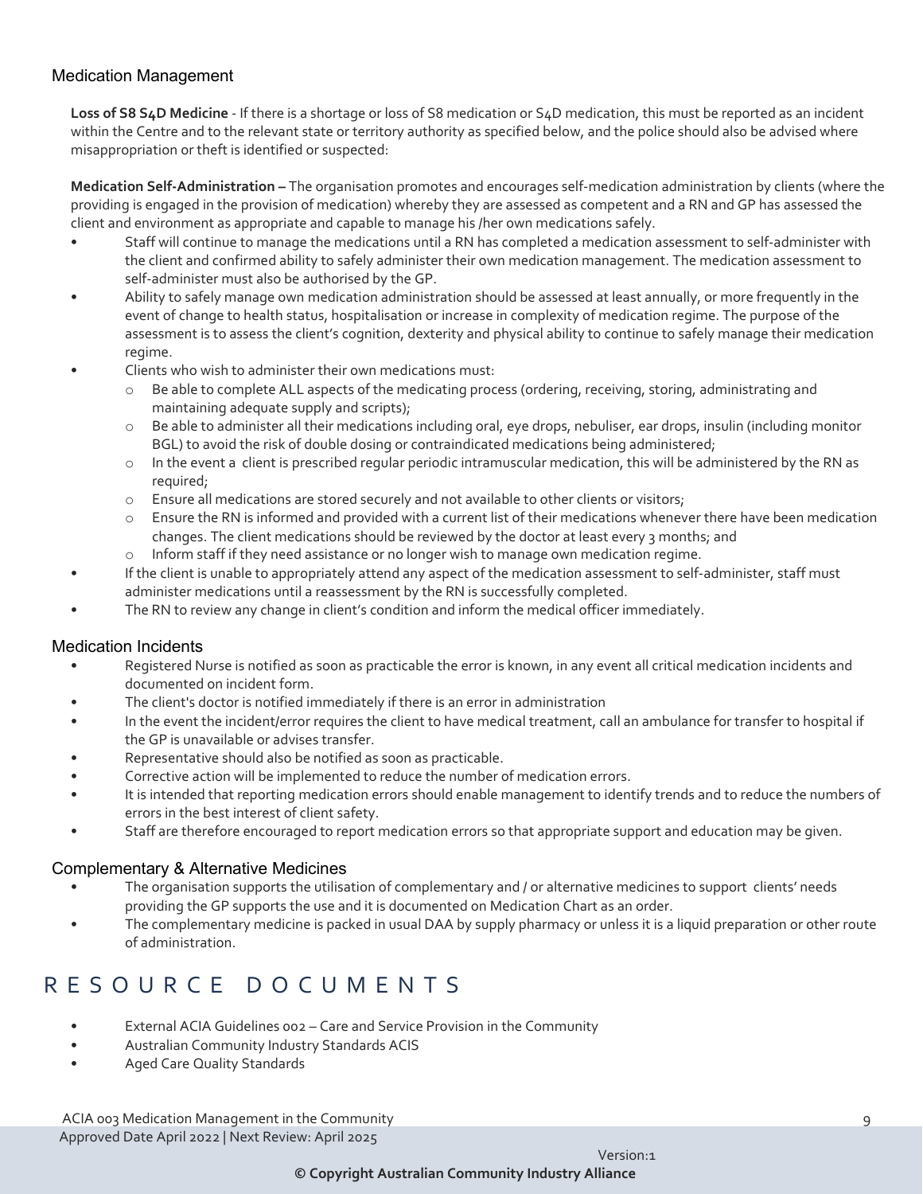## Medication Management

**Loss of S8 S4D Medicine** - If there is a shortage or loss of S8 medication or S4D medication, this must be reported as an incident within the Centre and to the relevant state or territory authority as specified below, and the police should also be advised where misappropriation or theft is identified or suspected:

**Medication Self-Administration –** The organisation promotes and encourages self-medication administration by clients (where the providing is engaged in the provision of medication) whereby they are assessed as competent and a RN and GP has assessed the client and environment as appropriate and capable to manage his /her own medications safely.

- Staff will continue to manage the medications until a RN has completed a medication assessment to self-administer with the client and confirmed ability to safely administer their own medication management. The medication assessment to self-administer must also be authorised by the GP.
- Ability to safely manage own medication administration should be assessed at least annually, or more frequently in the event of change to health status, hospitalisation or increase in complexity of medication regime. The purpose of the assessment is to assess the client's cognition, dexterity and physical ability to continue to safely manage their medication regime.
- Clients who wish to administer their own medications must:
  - Be able to complete ALL aspects of the medicating process (ordering, receiving, storing, administrating and maintaining adequate supply and scripts);
  - Be able to administer all their medications including oral, eye drops, nebuliser, ear drops, insulin (including monitor BGL) to avoid the risk of double dosing or contraindicated medications being administered;
  - In the event a client is prescribed regular periodic intramuscular medication, this will be administered by the RN as required;
  - Ensure all medications are stored securely and not available to other clients or visitors;
  - Ensure the RN is informed and provided with a current list of their medications whenever there have been medication changes. The client medications should be reviewed by the doctor at least every 3 months; and
  - Inform staff if they need assistance or no longer wish to manage own medication regime.
- If the client is unable to appropriately attend any aspect of the medication assessment to self-administer, staff must administer medications until a reassessment by the RN is successfully completed.
- The RN to review any change in client's condition and inform the medical officer immediately.

## Medication Incidents

- Registered Nurse is notified as soon as practicable the error is known, in any event all critical medication incidents and documented on incident form.
- The client's doctor is notified immediately if there is an error in administration
- In the event the incident/error requires the client to have medical treatment, call an ambulance for transfer to hospital if the GP is unavailable or advises transfer.
- Representative should also be notified as soon as practicable.
- Corrective action will be implemented to reduce the number of medication errors.
- It is intended that reporting medication errors should enable management to identify trends and to reduce the numbers of errors in the best interest of client safety.
- Staff are therefore encouraged to report medication errors so that appropriate support and education may be given.

## Complementary & Alternative Medicines

- The organisation supports the utilisation of complementary and / or alternative medicines to support clients' needs providing the GP supports the use and it is documented on Medication Chart as an order.
- The complementary medicine is packed in usual DAA by supply pharmacy or unless it is a liquid preparation or other route of administration.

# RESOURCE DOCUMENTS

- External ACIA Guidelines 002 – Care and Service Provision in the Community
- Australian Community Industry Standards ACIS
- Aged Care Quality Standards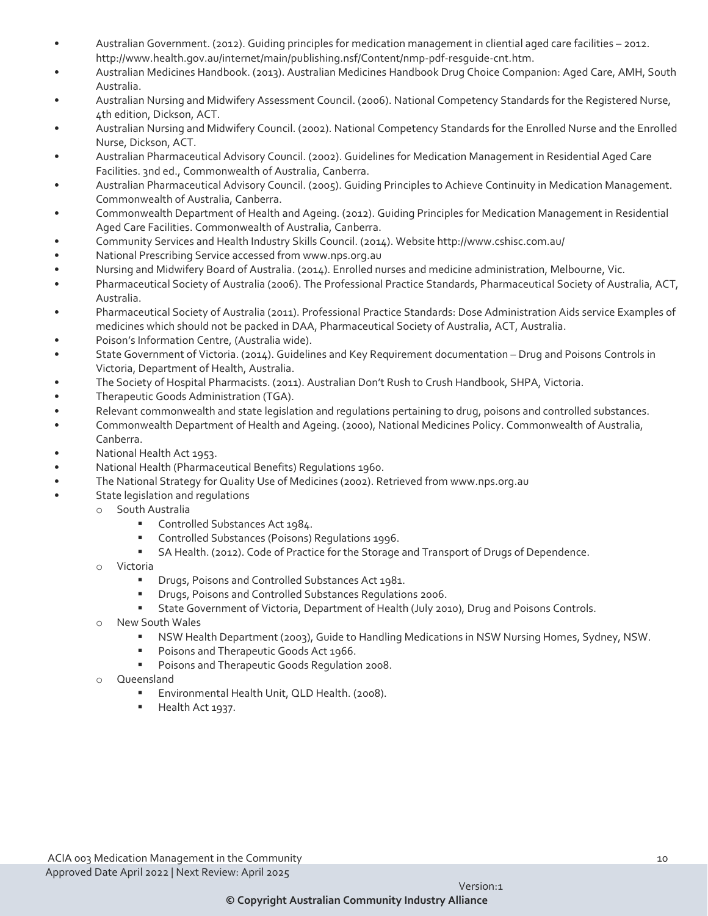- Australian Government. (2012). Guiding principles for medication management in cliential aged care facilities – 2012. http://www.health.gov.au/internet/main/publishing.nsf/Content/nmp-pdf-resguide-cnt.htm.
- Australian Medicines Handbook. (2013). Australian Medicines Handbook Drug Choice Companion: Aged Care, AMH, South Australia.
- Australian Nursing and Midwifery Assessment Council. (2006). National Competency Standards for the Registered Nurse, 4th edition, Dickson, ACT.
- Australian Nursing and Midwifery Council. (2002). National Competency Standards for the Enrolled Nurse and the Enrolled Nurse, Dickson, ACT.
- Australian Pharmaceutical Advisory Council. (2002). Guidelines for Medication Management in Residential Aged Care Facilities. 3nd ed., Commonwealth of Australia, Canberra.
- Australian Pharmaceutical Advisory Council. (2005). Guiding Principles to Achieve Continuity in Medication Management. Commonwealth of Australia, Canberra.
- Commonwealth Department of Health and Ageing. (2012). Guiding Principles for Medication Management in Residential Aged Care Facilities. Commonwealth of Australia, Canberra.
- Community Services and Health Industry Skills Council. (2014). Website http://www.cshisc.com.au/
- National Prescribing Service accessed from www.nps.org.au
- Nursing and Midwifery Board of Australia. (2014). Enrolled nurses and medicine administration, Melbourne, Vic.
- Pharmaceutical Society of Australia (2006). The Professional Practice Standards, Pharmaceutical Society of Australia, ACT, Australia.
- Pharmaceutical Society of Australia (2011). Professional Practice Standards: Dose Administration Aids service Examples of medicines which should not be packed in DAA, Pharmaceutical Society of Australia, ACT, Australia.
- Poison's Information Centre, (Australia wide).
- State Government of Victoria. (2014). Guidelines and Key Requirement documentation – Drug and Poisons Controls in Victoria, Department of Health, Australia.
- The Society of Hospital Pharmacists. (2011). Australian Don't Rush to Crush Handbook, SHPA, Victoria.
- Therapeutic Goods Administration (TGA).
- Relevant commonwealth and state legislation and regulations pertaining to drug, poisons and controlled substances.
- Commonwealth Department of Health and Ageing. (2000), National Medicines Policy. Commonwealth of Australia, Canberra.
- National Health Act 1953.
- National Health (Pharmaceutical Benefits) Regulations 1960.
- The National Strategy for Quality Use of Medicines (2002). Retrieved from www.nps.org.au
- State legislation and regulations
  - South Australia
    - Controlled Substances Act 1984.
    - Controlled Substances (Poisons) Regulations 1996.
    - SA Health. (2012). Code of Practice for the Storage and Transport of Drugs of Dependence.
  - Victoria
    - Drugs, Poisons and Controlled Substances Act 1981.
    - Drugs, Poisons and Controlled Substances Regulations 2006.
    - State Government of Victoria, Department of Health (July 2010), Drug and Poisons Controls.
  - New South Wales
    - NSW Health Department (2003), Guide to Handling Medications in NSW Nursing Homes, Sydney, NSW.
    - Poisons and Therapeutic Goods Act 1966.
    - Poisons and Therapeutic Goods Regulation 2008.
  - Queensland
    - Environmental Health Unit, QLD Health. (2008).
    - Health Act 1937.